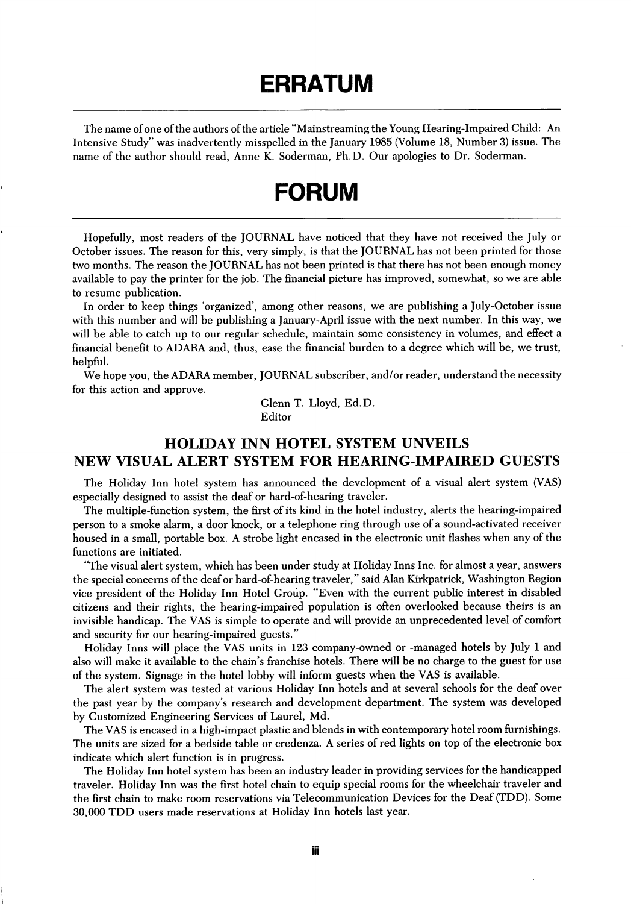# ERRATUM

The name of one of the authors of the article "Mainstreaming the Young Hearing-Impaired Child: An Intensive Study" was inadvertently misspelled in the January 1985 (Volume 18, Number 3) issue. The name of the author should read, Anne K. Soderman, Ph.D. Our apologies to Dr. Soderman.

# FORUM

Hopefully, most readers of the JOURNAL have noticed that they have not received the July or October issues. The reason for this, very simply, is that the JOURNAL has not been printed for those two months. The reason the JOURNAL has not been printed is that there has not been enough money available to pay the printer for the job. The financial picture has improved, somewhat, so we are able to resume publication.

In order to keep things 'organized', among other reasons, we are publishing a July-October issue with this number and will be publishing a January-April issue with the next number. In this way, we will be able to catch up to our regular schedule, maintain some consistency in volumes, and effect a financial benefit to ADARA and, thus, ease the financial burden to a degree which will be, we trust, helpful.

We hope you, the ADARA member, JOURNAL subscriber, and/or reader, understand the necessity for this action and approve.

Glenn T. Lloyd, Ed.D.
Editor

## HOLIDAY INN HOTEL SYSTEM UNVEILS NEW VISUAL ALERT SYSTEM FOR HEARING-IMPAIRED GUESTS

The Holiday Inn hotel system has announced the development of a visual alert system (VAS) especially designed to assist the deaf or hard-of-hearing traveler.

The multiple-function system, the first of its kind in the hotel industry, alerts the hearing-impaired person to a smoke alarm, a door knock, or a telephone ring through use of a sound-activated receiver housed in a small, portable box. A strobe light encased in the electronic unit flashes when any of the functions are initiated.

"The visual alert system, which has been under study at Holiday Inns Inc. for almost a year, answers the special concerns of the deaf or hard-of-hearing traveler," said Alan Kirkpatrick, Washington Region vice president of the Holiday Inn Hotel Group. "Even with the current public interest in disabled citizens and their rights, the hearing-impaired population is often overlooked because theirs is an invisible handicap. The VAS is simple to operate and will provide an unprecedented level of comfort and security for our hearing-impaired guests."

Holiday Inns will place the VAS units in 123 company-owned or -managed hotels by July 1 and also will make it available to the chain's franchise hotels. There will be no charge to the guest for use of the system. Signage in the hotel lobby will inform guests when the VAS is available.

The alert system was tested at various Holiday Inn hotels and at several schools for the deaf over the past year by the company's research and development department. The system was developed by Customized Engineering Services of Laurel, Md.

The VAS is encased in a high-impact plastic and blends in with contemporary hotel room furnishings. The units are sized for a bedside table or credenza. A series of red lights on top of the electronic box indicate which alert function is in progress.

The Holiday Inn hotel system has been an industry leader in providing services for the handicapped traveler. Holiday Inn was the first hotel chain to equip special rooms for the wheelchair traveler and the first chain to make room reservations via Telecommunication Devices for the Deaf (TDD). Some 30,000 TDD users made reservations at Holiday Inn hotels last year.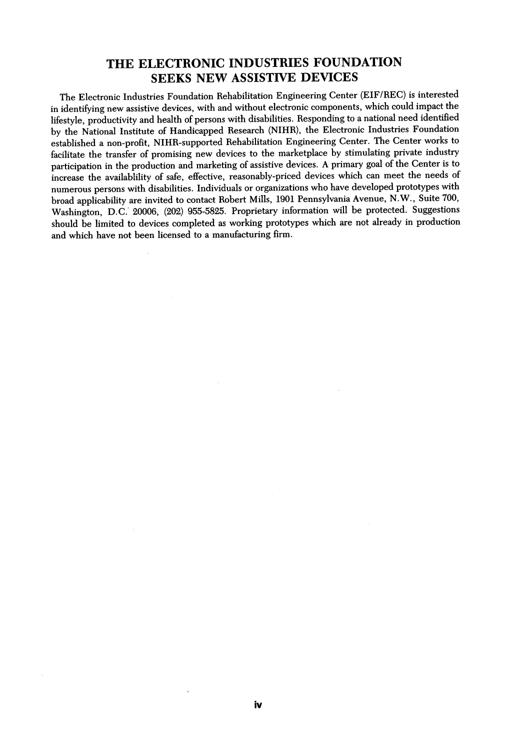# THE ELECTRONIC INDUSTRIES FOUNDATION SEEKS NEW ASSISTIVE DEVICES

The Electronic Industries Foundation Rehabilitation Engineering Center (EIF/REC) is interested in identifying new assistive devices, with and without electronic components, which could impact the lifestyle, productivity and health of persons with disabilities. Responding to a national need identified by the National Institute of Handicapped Research (NIHR), the Electronic Industries Foundation established a non-profit, NIHR-supported Rehabilitation Engineering Center. The Center works to facilitate the transfer of promising new devices to the marketplace by stimulating private industry participation in the production and marketing of assistive devices. A primary goal of the Center is to increase the availablility of safe, effective, reasonably-priced devices which can meet the needs of numerous persons with disabilities. Individuals or organizations who have developed prototypes with broad applicability are invited to contact Robert Mills, 1901 Pennsylvania Avenue, N.W., Suite 700, Washington, D.C. 20006, (202) 955-5825. Proprietary information will be protected. Suggestions should be limited to devices completed as working prototypes which are not already in production and which have not been licensed to a manufacturing firm.